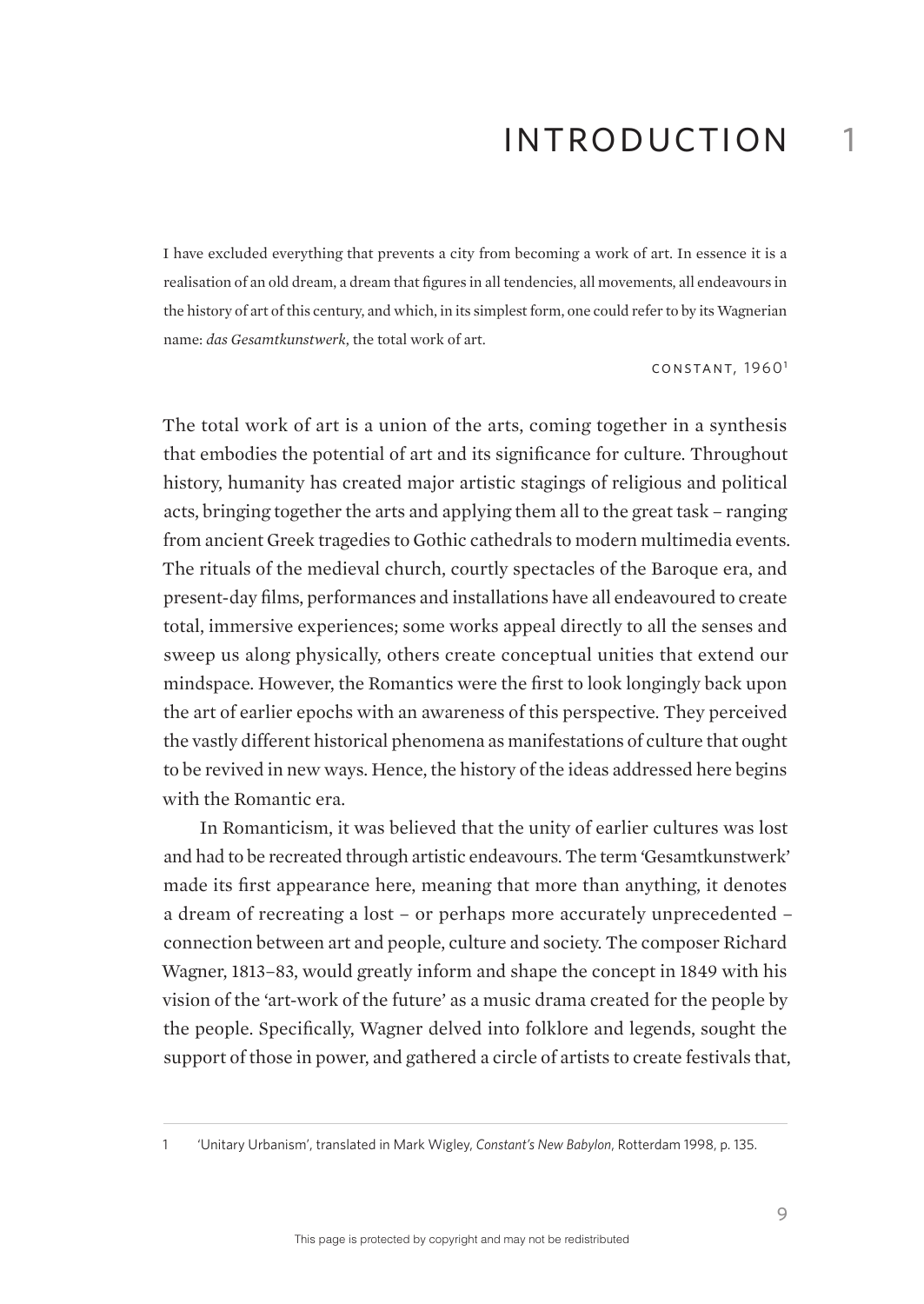# INTRODUCTION 1

> I have excluded everything that prevents a city from becoming a work of art. In essence it is a realisation of an old dream, a dream that figures in all tendencies, all movements, all endeavours in the history of art of this century, and which, in its simplest form, one could refer to by its Wagnerian name: *das Gesamtkunstwerk*, the total work of art.
>
> CONSTANT, 1960[1]

The total work of art is a union of the arts, coming together in a synthesis that embodies the potential of art and its significance for culture. Throughout history, humanity has created major artistic stagings of religious and political acts, bringing together the arts and applying them all to the great task – ranging from ancient Greek tragedies to Gothic cathedrals to modern multimedia events. The rituals of the medieval church, courtly spectacles of the Baroque era, and present-day films, performances and installations have all endeavoured to create total, immersive experiences; some works appeal directly to all the senses and sweep us along physically, others create conceptual unities that extend our mindspace. However, the Romantics were the first to look longingly back upon the art of earlier epochs with an awareness of this perspective. They perceived the vastly different historical phenomena as manifestations of culture that ought to be revived in new ways. Hence, the history of the ideas addressed here begins with the Romantic era.

In Romanticism, it was believed that the unity of earlier cultures was lost and had to be recreated through artistic endeavours. The term 'Gesamtkunstwerk' made its first appearance here, meaning that more than anything, it denotes a dream of recreating a lost – or perhaps more accurately unprecedented – connection between art and people, culture and society. The composer Richard Wagner, 1813–83, would greatly inform and shape the concept in 1849 with his vision of the 'art-work of the future' as a music drama created for the people by the people. Specifically, Wagner delved into folklore and legends, sought the support of those in power, and gathered a circle of artists to create festivals that,

---

1 'Unitary Urbanism', translated in Mark Wigley, *Constant's New Babylon*, Rotterdam 1998, p. 135.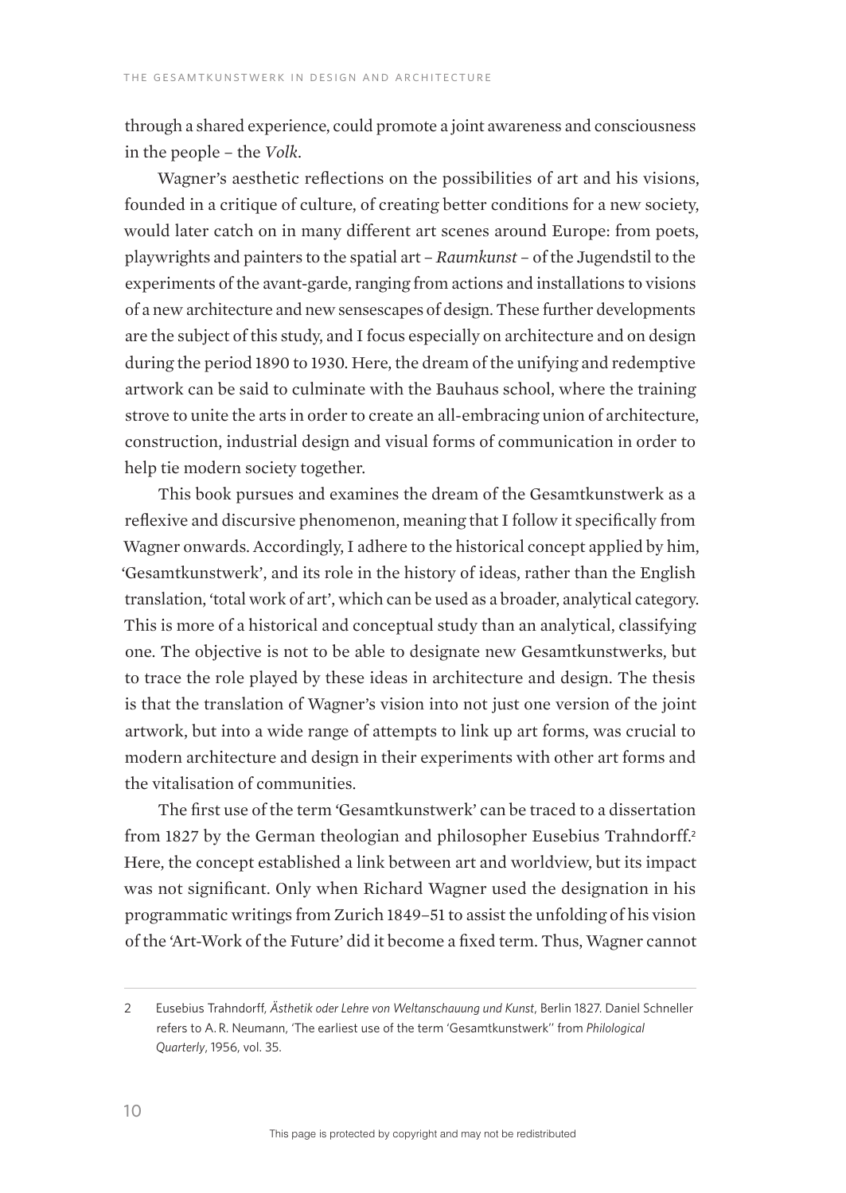through a shared experience, could promote a joint awareness and consciousness in the people – the *Volk*.

Wagner's aesthetic reflections on the possibilities of art and his visions, founded in a critique of culture, of creating better conditions for a new society, would later catch on in many different art scenes around Europe: from poets, playwrights and painters to the spatial art – *Raumkunst* – of the Jugendstil to the experiments of the avant-garde, ranging from actions and installations to visions of a new architecture and new sensescapes of design. These further developments are the subject of this study, and I focus especially on architecture and on design during the period 1890 to 1930. Here, the dream of the unifying and redemptive artwork can be said to culminate with the Bauhaus school, where the training strove to unite the arts in order to create an all-embracing union of architecture, construction, industrial design and visual forms of communication in order to help tie modern society together.

This book pursues and examines the dream of the Gesamtkunstwerk as a reflexive and discursive phenomenon, meaning that I follow it specifically from Wagner onwards. Accordingly, I adhere to the historical concept applied by him, 'Gesamtkunstwerk', and its role in the history of ideas, rather than the English translation, 'total work of art', which can be used as a broader, analytical category. This is more of a historical and conceptual study than an analytical, classifying one. The objective is not to be able to designate new Gesamtkunstwerks, but to trace the role played by these ideas in architecture and design. The thesis is that the translation of Wagner's vision into not just one version of the joint artwork, but into a wide range of attempts to link up art forms, was crucial to modern architecture and design in their experiments with other art forms and the vitalisation of communities.

The first use of the term 'Gesamtkunstwerk' can be traced to a dissertation from 1827 by the German theologian and philosopher Eusebius Trahndorff.[2] Here, the concept established a link between art and worldview, but its impact was not significant. Only when Richard Wagner used the designation in his programmatic writings from Zurich 1849–51 to assist the unfolding of his vision of the 'Art-Work of the Future' did it become a fixed term. Thus, Wagner cannot

---

2 Eusebius Trahndorff, *Ästhetik oder Lehre von Weltanschauung und Kunst*, Berlin 1827. Daniel Schneller refers to A. R. Neumann, 'The earliest use of the term 'Gesamtkunstwerk'' from *Philological Quarterly*, 1956, vol. 35.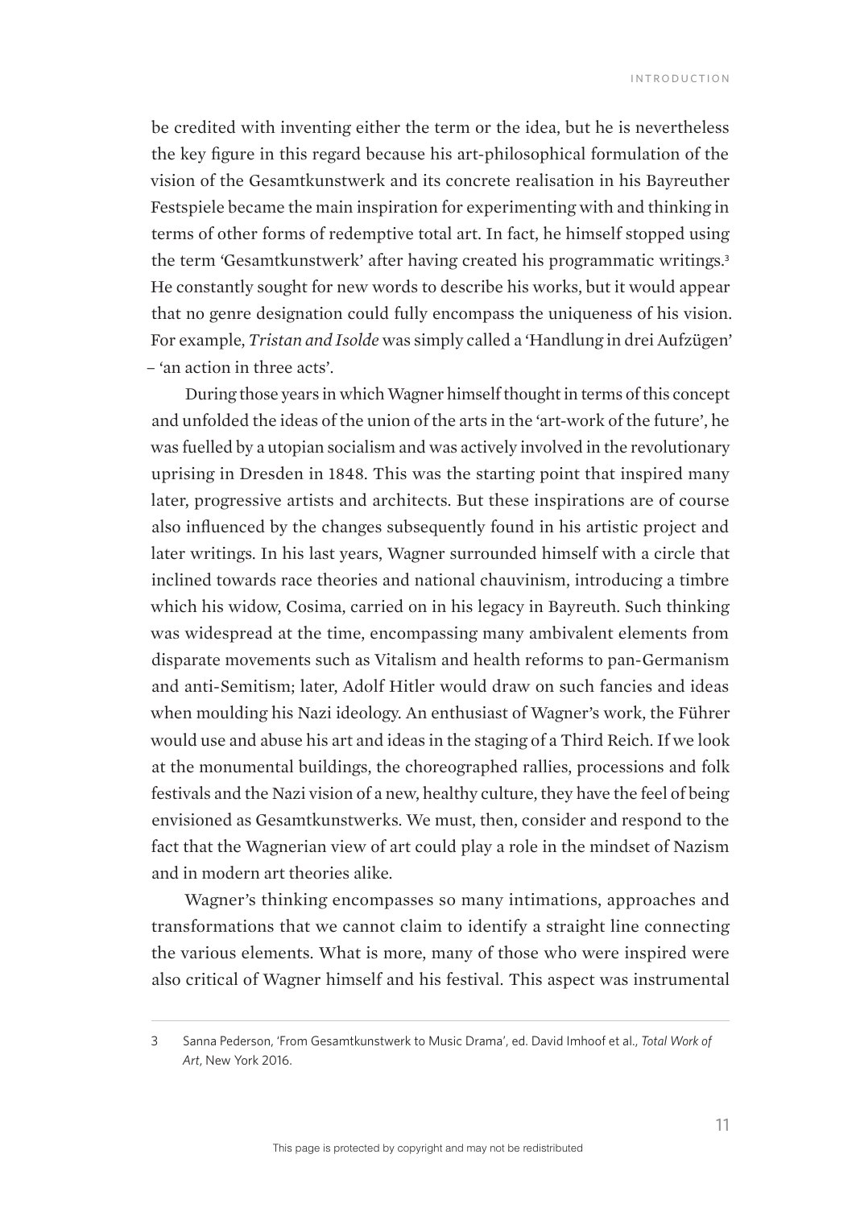be credited with inventing either the term or the idea, but he is nevertheless the key figure in this regard because his art-philosophical formulation of the vision of the Gesamtkunstwerk and its concrete realisation in his Bayreuther Festspiele became the main inspiration for experimenting with and thinking in terms of other forms of redemptive total art. In fact, he himself stopped using the term 'Gesamtkunstwerk' after having created his programmatic writings.[3] He constantly sought for new words to describe his works, but it would appear that no genre designation could fully encompass the uniqueness of his vision. For example, *Tristan and Isolde* was simply called a 'Handlung in drei Aufzügen' – 'an action in three acts'.

During those years in which Wagner himself thought in terms of this concept and unfolded the ideas of the union of the arts in the 'art-work of the future', he was fuelled by a utopian socialism and was actively involved in the revolutionary uprising in Dresden in 1848. This was the starting point that inspired many later, progressive artists and architects. But these inspirations are of course also influenced by the changes subsequently found in his artistic project and later writings. In his last years, Wagner surrounded himself with a circle that inclined towards race theories and national chauvinism, introducing a timbre which his widow, Cosima, carried on in his legacy in Bayreuth. Such thinking was widespread at the time, encompassing many ambivalent elements from disparate movements such as Vitalism and health reforms to pan-Germanism and anti-Semitism; later, Adolf Hitler would draw on such fancies and ideas when moulding his Nazi ideology. An enthusiast of Wagner's work, the Führer would use and abuse his art and ideas in the staging of a Third Reich. If we look at the monumental buildings, the choreographed rallies, processions and folk festivals and the Nazi vision of a new, healthy culture, they have the feel of being envisioned as Gesamtkunstwerks. We must, then, consider and respond to the fact that the Wagnerian view of art could play a role in the mindset of Nazism and in modern art theories alike.

Wagner's thinking encompasses so many intimations, approaches and transformations that we cannot claim to identify a straight line connecting the various elements. What is more, many of those who were inspired were also critical of Wagner himself and his festival. This aspect was instrumental

---

3 Sanna Pederson, 'From Gesamtkunstwerk to Music Drama', ed. David Imhoof et al., *Total Work of Art*, New York 2016.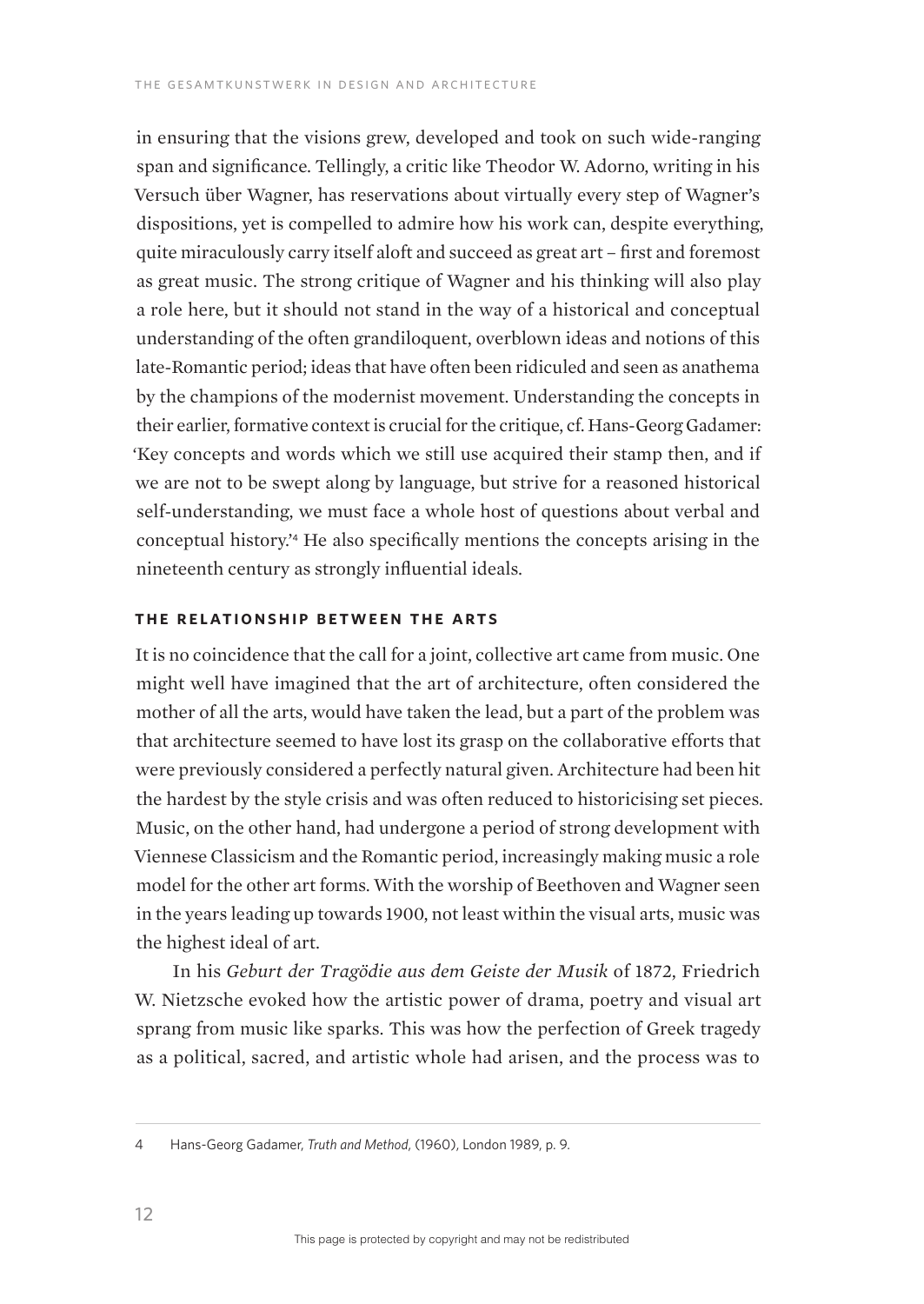in ensuring that the visions grew, developed and took on such wide-ranging span and significance. Tellingly, a critic like Theodor W. Adorno, writing in his Versuch über Wagner, has reservations about virtually every step of Wagner's dispositions, yet is compelled to admire how his work can, despite everything, quite miraculously carry itself aloft and succeed as great art – first and foremost as great music. The strong critique of Wagner and his thinking will also play a role here, but it should not stand in the way of a historical and conceptual understanding of the often grandiloquent, overblown ideas and notions of this late-Romantic period; ideas that have often been ridiculed and seen as anathema by the champions of the modernist movement. Understanding the concepts in their earlier, formative context is crucial for the critique, cf. Hans-Georg Gadamer: 'Key concepts and words which we still use acquired their stamp then, and if we are not to be swept along by language, but strive for a reasoned historical self-understanding, we must face a whole host of questions about verbal and conceptual history.'[4] He also specifically mentions the concepts arising in the nineteenth century as strongly influential ideals.

## THE RELATIONSHIP BETWEEN THE ARTS

It is no coincidence that the call for a joint, collective art came from music. One might well have imagined that the art of architecture, often considered the mother of all the arts, would have taken the lead, but a part of the problem was that architecture seemed to have lost its grasp on the collaborative efforts that were previously considered a perfectly natural given. Architecture had been hit the hardest by the style crisis and was often reduced to historicising set pieces. Music, on the other hand, had undergone a period of strong development with Viennese Classicism and the Romantic period, increasingly making music a role model for the other art forms. With the worship of Beethoven and Wagner seen in the years leading up towards 1900, not least within the visual arts, music was the highest ideal of art.

In his *Geburt der Tragödie aus dem Geiste der Musik* of 1872, Friedrich W. Nietzsche evoked how the artistic power of drama, poetry and visual art sprang from music like sparks. This was how the perfection of Greek tragedy as a political, sacred, and artistic whole had arisen, and the process was to

---

4 Hans-Georg Gadamer, *Truth and Method*, (1960), London 1989, p. 9.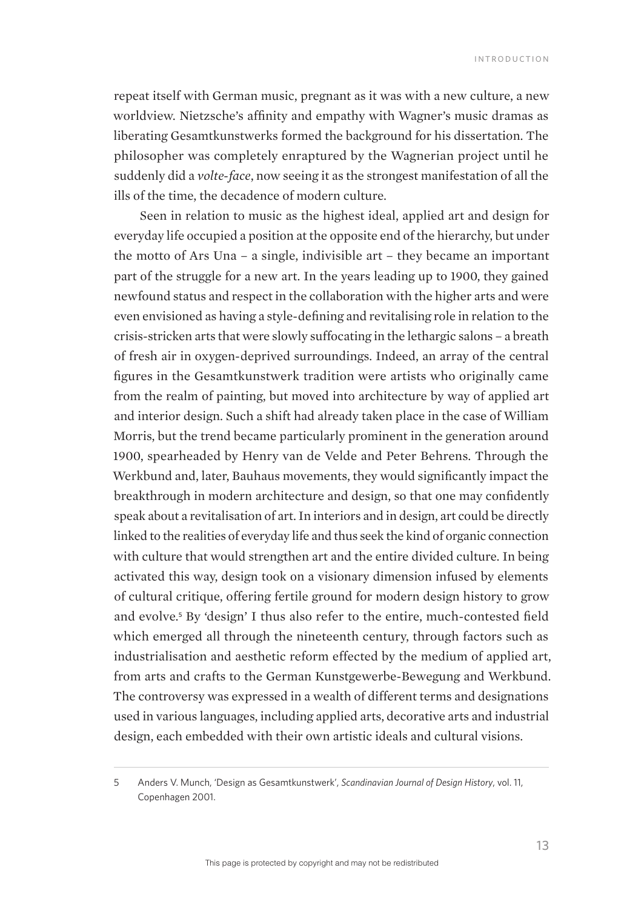repeat itself with German music, pregnant as it was with a new culture, a new worldview. Nietzsche's affinity and empathy with Wagner's music dramas as liberating Gesamtkunstwerks formed the background for his dissertation. The philosopher was completely enraptured by the Wagnerian project until he suddenly did a *volte-face*, now seeing it as the strongest manifestation of all the ills of the time, the decadence of modern culture.

Seen in relation to music as the highest ideal, applied art and design for everyday life occupied a position at the opposite end of the hierarchy, but under the motto of Ars Una – a single, indivisible art – they became an important part of the struggle for a new art. In the years leading up to 1900, they gained newfound status and respect in the collaboration with the higher arts and were even envisioned as having a style-defining and revitalising role in relation to the crisis-stricken arts that were slowly suffocating in the lethargic salons – a breath of fresh air in oxygen-deprived surroundings. Indeed, an array of the central figures in the Gesamtkunstwerk tradition were artists who originally came from the realm of painting, but moved into architecture by way of applied art and interior design. Such a shift had already taken place in the case of William Morris, but the trend became particularly prominent in the generation around 1900, spearheaded by Henry van de Velde and Peter Behrens. Through the Werkbund and, later, Bauhaus movements, they would significantly impact the breakthrough in modern architecture and design, so that one may confidently speak about a revitalisation of art. In interiors and in design, art could be directly linked to the realities of everyday life and thus seek the kind of organic connection with culture that would strengthen art and the entire divided culture. In being activated this way, design took on a visionary dimension infused by elements of cultural critique, offering fertile ground for modern design history to grow and evolve.[5] By 'design' I thus also refer to the entire, much-contested field which emerged all through the nineteenth century, through factors such as industrialisation and aesthetic reform effected by the medium of applied art, from arts and crafts to the German Kunstgewerbe-Bewegung and Werkbund. The controversy was expressed in a wealth of different terms and designations used in various languages, including applied arts, decorative arts and industrial design, each embedded with their own artistic ideals and cultural visions.

---

5 Anders V. Munch, 'Design as Gesamtkunstwerk', *Scandinavian Journal of Design History*, vol. 11, Copenhagen 2001.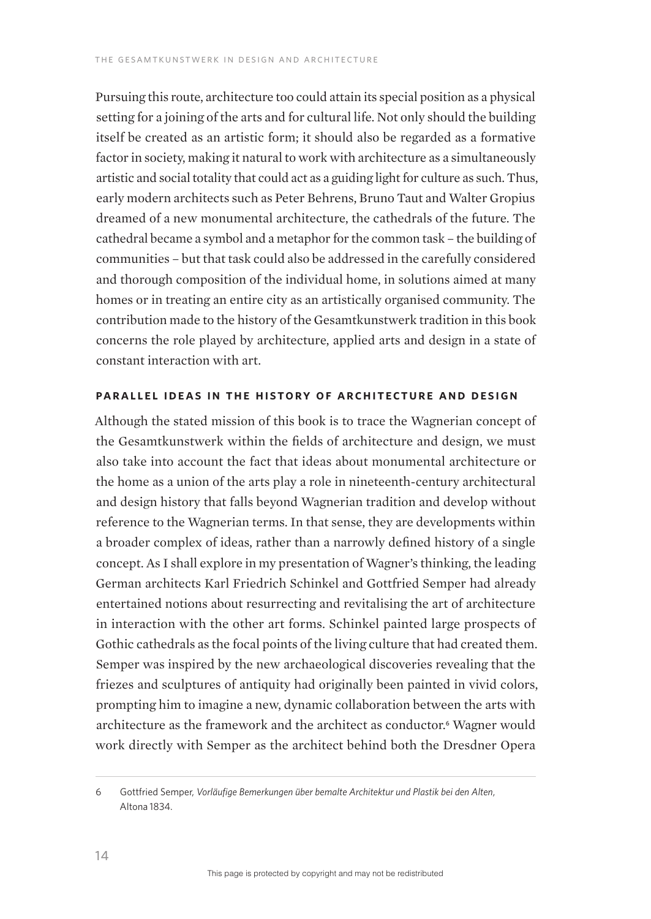Pursuing this route, architecture too could attain its special position as a physical setting for a joining of the arts and for cultural life. Not only should the building itself be created as an artistic form; it should also be regarded as a formative factor in society, making it natural to work with architecture as a simultaneously artistic and social totality that could act as a guiding light for culture as such. Thus, early modern architects such as Peter Behrens, Bruno Taut and Walter Gropius dreamed of a new monumental architecture, the cathedrals of the future. The cathedral became a symbol and a metaphor for the common task – the building of communities – but that task could also be addressed in the carefully considered and thorough composition of the individual home, in solutions aimed at many homes or in treating an entire city as an artistically organised community. The contribution made to the history of the Gesamtkunstwerk tradition in this book concerns the role played by architecture, applied arts and design in a state of constant interaction with art.

## PARALLEL IDEAS IN THE HISTORY OF ARCHITECTURE AND DESIGN

Although the stated mission of this book is to trace the Wagnerian concept of the Gesamtkunstwerk within the fields of architecture and design, we must also take into account the fact that ideas about monumental architecture or the home as a union of the arts play a role in nineteenth-century architectural and design history that falls beyond Wagnerian tradition and develop without reference to the Wagnerian terms. In that sense, they are developments within a broader complex of ideas, rather than a narrowly defined history of a single concept. As I shall explore in my presentation of Wagner's thinking, the leading German architects Karl Friedrich Schinkel and Gottfried Semper had already entertained notions about resurrecting and revitalising the art of architecture in interaction with the other art forms. Schinkel painted large prospects of Gothic cathedrals as the focal points of the living culture that had created them. Semper was inspired by the new archaeological discoveries revealing that the friezes and sculptures of antiquity had originally been painted in vivid colors, prompting him to imagine a new, dynamic collaboration between the arts with architecture as the framework and the architect as conductor.[6] Wagner would work directly with Semper as the architect behind both the Dresdner Opera

---

6 Gottfried Semper, *Vorläufige Bemerkungen über bemalte Architektur und Plastik bei den Alten*, Altona 1834.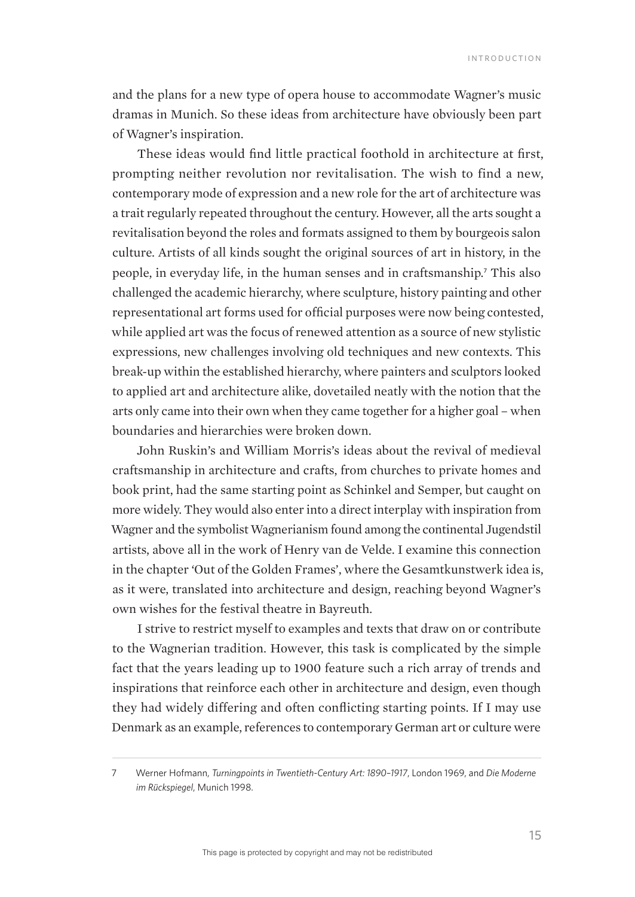and the plans for a new type of opera house to accommodate Wagner's music dramas in Munich. So these ideas from architecture have obviously been part of Wagner's inspiration.

These ideas would find little practical foothold in architecture at first, prompting neither revolution nor revitalisation. The wish to find a new, contemporary mode of expression and a new role for the art of architecture was a trait regularly repeated throughout the century. However, all the arts sought a revitalisation beyond the roles and formats assigned to them by bourgeois salon culture. Artists of all kinds sought the original sources of art in history, in the people, in everyday life, in the human senses and in craftsmanship.[7] This also challenged the academic hierarchy, where sculpture, history painting and other representational art forms used for official purposes were now being contested, while applied art was the focus of renewed attention as a source of new stylistic expressions, new challenges involving old techniques and new contexts. This break-up within the established hierarchy, where painters and sculptors looked to applied art and architecture alike, dovetailed neatly with the notion that the arts only came into their own when they came together for a higher goal – when boundaries and hierarchies were broken down.

John Ruskin's and William Morris's ideas about the revival of medieval craftsmanship in architecture and crafts, from churches to private homes and book print, had the same starting point as Schinkel and Semper, but caught on more widely. They would also enter into a direct interplay with inspiration from Wagner and the symbolist Wagnerianism found among the continental Jugendstil artists, above all in the work of Henry van de Velde. I examine this connection in the chapter 'Out of the Golden Frames', where the Gesamtkunstwerk idea is, as it were, translated into architecture and design, reaching beyond Wagner's own wishes for the festival theatre in Bayreuth.

I strive to restrict myself to examples and texts that draw on or contribute to the Wagnerian tradition. However, this task is complicated by the simple fact that the years leading up to 1900 feature such a rich array of trends and inspirations that reinforce each other in architecture and design, even though they had widely differing and often conflicting starting points. If I may use Denmark as an example, references to contemporary German art or culture were

---

7 Werner Hofmann, *Turningpoints in Twentieth-Century Art: 1890–1917*, London 1969, and *Die Moderne im Rückspiegel*, Munich 1998.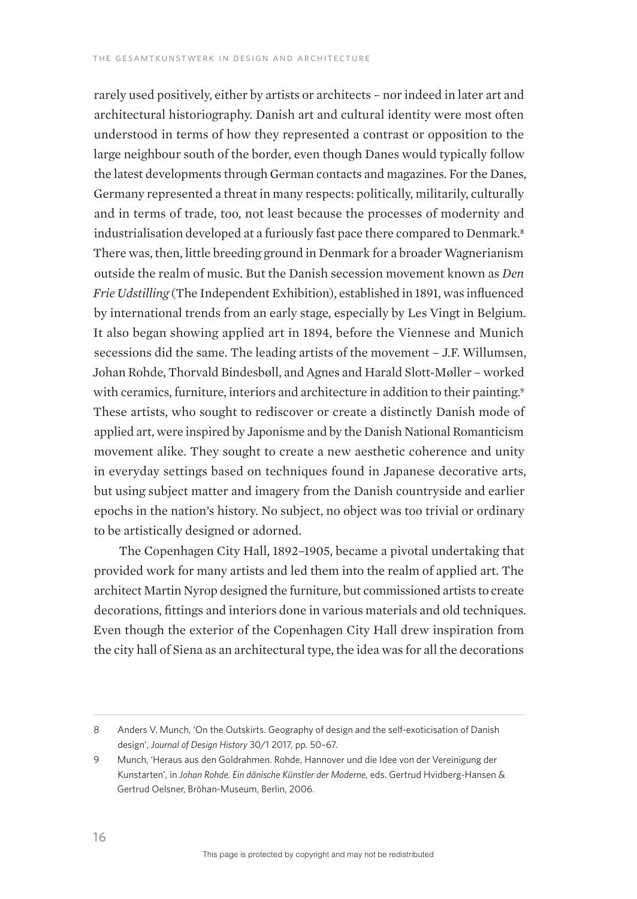rarely used positively, either by artists or architects – nor indeed in later art and architectural historiography. Danish art and cultural identity were most often understood in terms of how they represented a contrast or opposition to the large neighbour south of the border, even though Danes would typically follow the latest developments through German contacts and magazines. For the Danes, Germany represented a threat in many respects: politically, militarily, culturally and in terms of trade, too, not least because the processes of modernity and industrialisation developed at a furiously fast pace there compared to Denmark.[8] There was, then, little breeding ground in Denmark for a broader Wagnerianism outside the realm of music. But the Danish secession movement known as *Den Frie Udstilling* (The Independent Exhibition), established in 1891, was influenced by international trends from an early stage, especially by Les Vingt in Belgium. It also began showing applied art in 1894, before the Viennese and Munich secessions did the same. The leading artists of the movement – J.F. Willumsen, Johan Rohde, Thorvald Bindesbøll, and Agnes and Harald Slott-Møller – worked with ceramics, furniture, interiors and architecture in addition to their painting.[9] These artists, who sought to rediscover or create a distinctly Danish mode of applied art, were inspired by Japonisme and by the Danish National Romanticism movement alike. They sought to create a new aesthetic coherence and unity in everyday settings based on techniques found in Japanese decorative arts, but using subject matter and imagery from the Danish countryside and earlier epochs in the nation's history. No subject, no object was too trivial or ordinary to be artistically designed or adorned.

The Copenhagen City Hall, 1892–1905, became a pivotal undertaking that provided work for many artists and led them into the realm of applied art. The architect Martin Nyrop designed the furniture, but commissioned artists to create decorations, fittings and interiors done in various materials and old techniques. Even though the exterior of the Copenhagen City Hall drew inspiration from the city hall of Siena as an architectural type, the idea was for all the decorations

---

8 Anders V. Munch, 'On the Outskirts. Geography of design and the self-exoticisation of Danish design', *Journal of Design History* 30/1 2017, pp. 50–67.

9 Munch, 'Heraus aus den Goldrahmen. Rohde, Hannover und die Idee von der Vereinigung der Kunstarten', in *Johan Rohde. Ein dänische Künstler der Moderne*, eds. Gertrud Hvidberg-Hansen & Gertrud Oelsner, Bröhan-Museum, Berlin, 2006.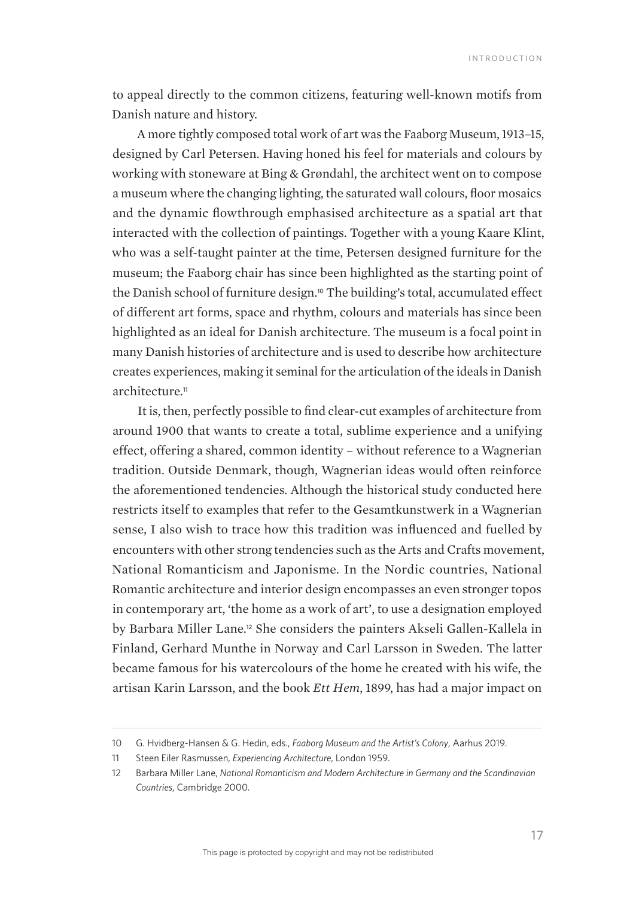to appeal directly to the common citizens, featuring well-known motifs from Danish nature and history.

A more tightly composed total work of art was the Faaborg Museum, 1913–15, designed by Carl Petersen. Having honed his feel for materials and colours by working with stoneware at Bing & Grøndahl, the architect went on to compose a museum where the changing lighting, the saturated wall colours, floor mosaics and the dynamic flowthrough emphasised architecture as a spatial art that interacted with the collection of paintings. Together with a young Kaare Klint, who was a self-taught painter at the time, Petersen designed furniture for the museum; the Faaborg chair has since been highlighted as the starting point of the Danish school of furniture design.[10] The building's total, accumulated effect of different art forms, space and rhythm, colours and materials has since been highlighted as an ideal for Danish architecture. The museum is a focal point in many Danish histories of architecture and is used to describe how architecture creates experiences, making it seminal for the articulation of the ideals in Danish architecture.[11]

It is, then, perfectly possible to find clear-cut examples of architecture from around 1900 that wants to create a total, sublime experience and a unifying effect, offering a shared, common identity – without reference to a Wagnerian tradition. Outside Denmark, though, Wagnerian ideas would often reinforce the aforementioned tendencies. Although the historical study conducted here restricts itself to examples that refer to the Gesamtkunstwerk in a Wagnerian sense, I also wish to trace how this tradition was influenced and fuelled by encounters with other strong tendencies such as the Arts and Crafts movement, National Romanticism and Japonisme. In the Nordic countries, National Romantic architecture and interior design encompasses an even stronger topos in contemporary art, 'the home as a work of art', to use a designation employed by Barbara Miller Lane.[12] She considers the painters Akseli Gallen-Kallela in Finland, Gerhard Munthe in Norway and Carl Larsson in Sweden. The latter became famous for his watercolours of the home he created with his wife, the artisan Karin Larsson, and the book *Ett Hem*, 1899, has had a major impact on

---

10 G. Hvidberg-Hansen & G. Hedin, eds., *Faaborg Museum and the Artist's Colony*, Aarhus 2019.

11 Steen Eiler Rasmussen, *Experiencing Architecture*, London 1959.

12 Barbara Miller Lane, *National Romanticism and Modern Architecture in Germany and the Scandinavian Countries*, Cambridge 2000.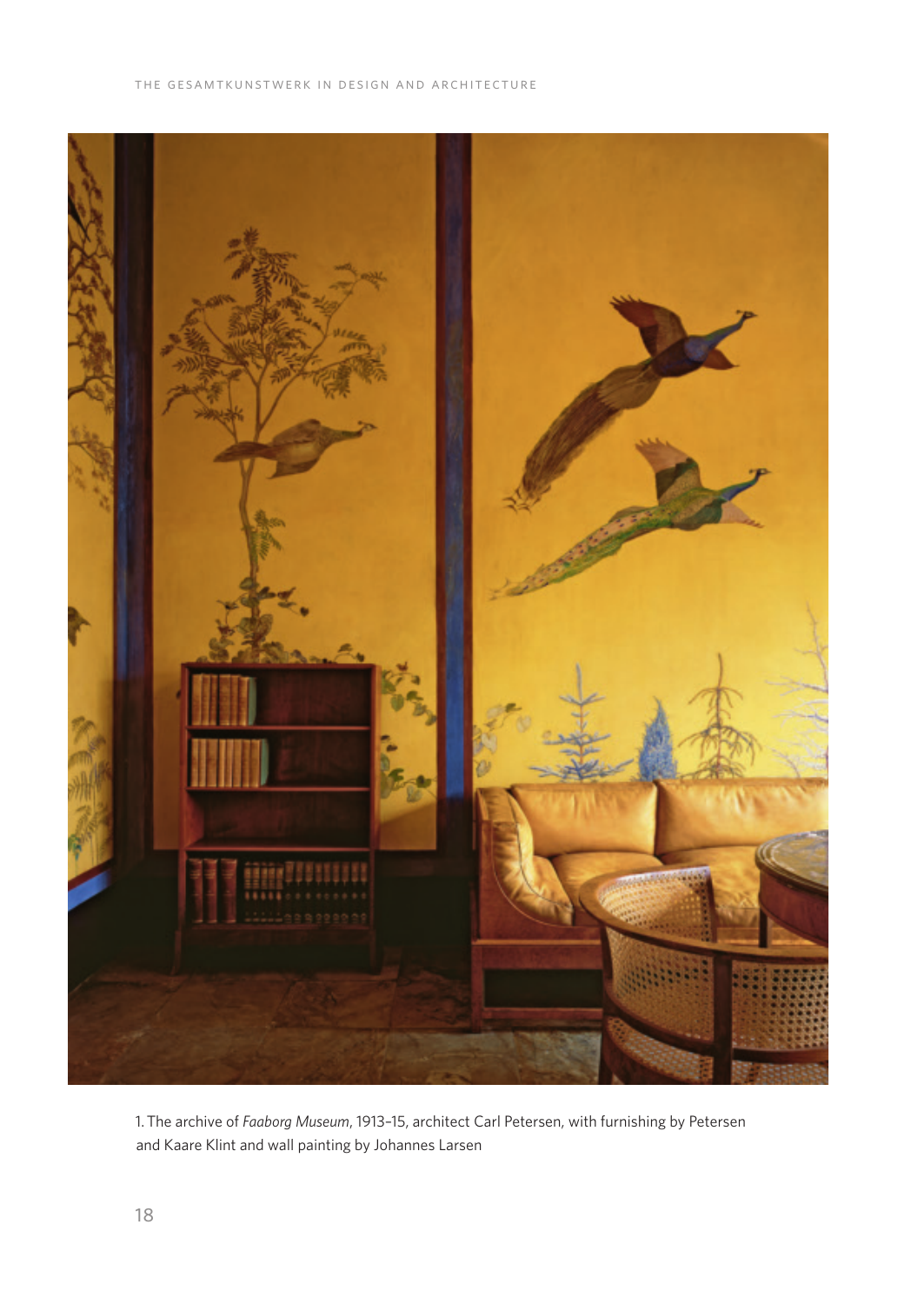1. The archive of *Faaborg Museum*, 1913–15, architect Carl Petersen, with furnishing by Petersen and Kaare Klint and wall painting by Johannes Larsen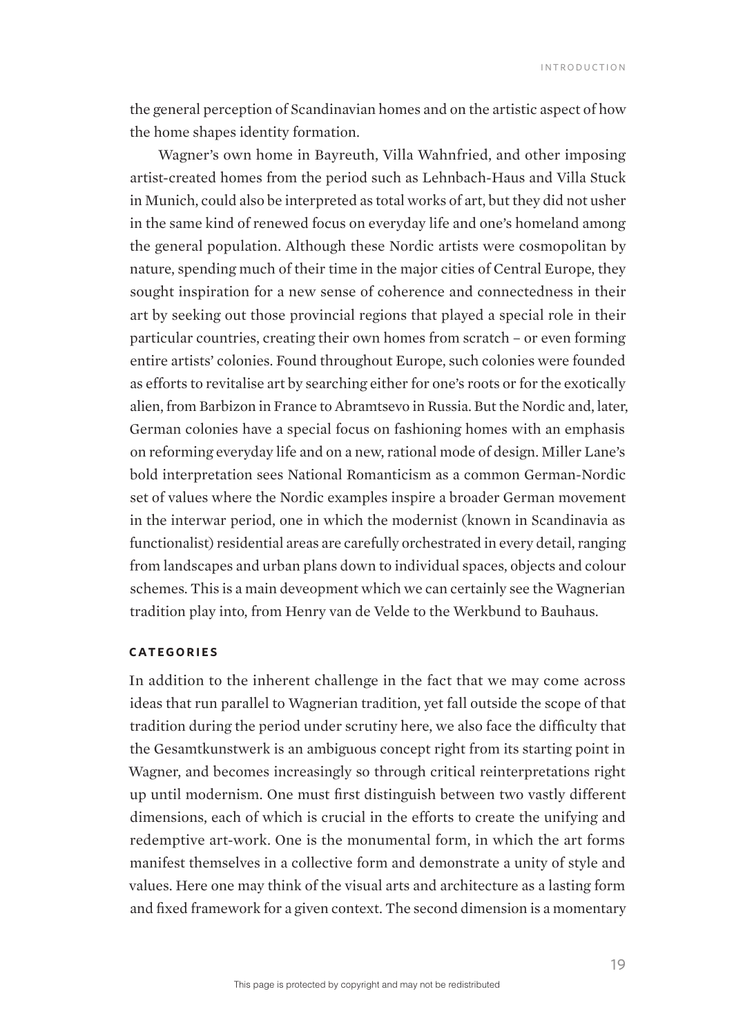the general perception of Scandinavian homes and on the artistic aspect of how the home shapes identity formation.

Wagner's own home in Bayreuth, Villa Wahnfried, and other imposing artist-created homes from the period such as Lehnbach-Haus and Villa Stuck in Munich, could also be interpreted as total works of art, but they did not usher in the same kind of renewed focus on everyday life and one's homeland among the general population. Although these Nordic artists were cosmopolitan by nature, spending much of their time in the major cities of Central Europe, they sought inspiration for a new sense of coherence and connectedness in their art by seeking out those provincial regions that played a special role in their particular countries, creating their own homes from scratch – or even forming entire artists' colonies. Found throughout Europe, such colonies were founded as efforts to revitalise art by searching either for one's roots or for the exotically alien, from Barbizon in France to Abramtsevo in Russia. But the Nordic and, later, German colonies have a special focus on fashioning homes with an emphasis on reforming everyday life and on a new, rational mode of design. Miller Lane's bold interpretation sees National Romanticism as a common German-Nordic set of values where the Nordic examples inspire a broader German movement in the interwar period, one in which the modernist (known in Scandinavia as functionalist) residential areas are carefully orchestrated in every detail, ranging from landscapes and urban plans down to individual spaces, objects and colour schemes. This is a main deveopment which we can certainly see the Wagnerian tradition play into, from Henry van de Velde to the Werkbund to Bauhaus.

## CATEGORIES

In addition to the inherent challenge in the fact that we may come across ideas that run parallel to Wagnerian tradition, yet fall outside the scope of that tradition during the period under scrutiny here, we also face the difficulty that the Gesamtkunstwerk is an ambiguous concept right from its starting point in Wagner, and becomes increasingly so through critical reinterpretations right up until modernism. One must first distinguish between two vastly different dimensions, each of which is crucial in the efforts to create the unifying and redemptive art-work. One is the monumental form, in which the art forms manifest themselves in a collective form and demonstrate a unity of style and values. Here one may think of the visual arts and architecture as a lasting form and fixed framework for a given context. The second dimension is a momentary